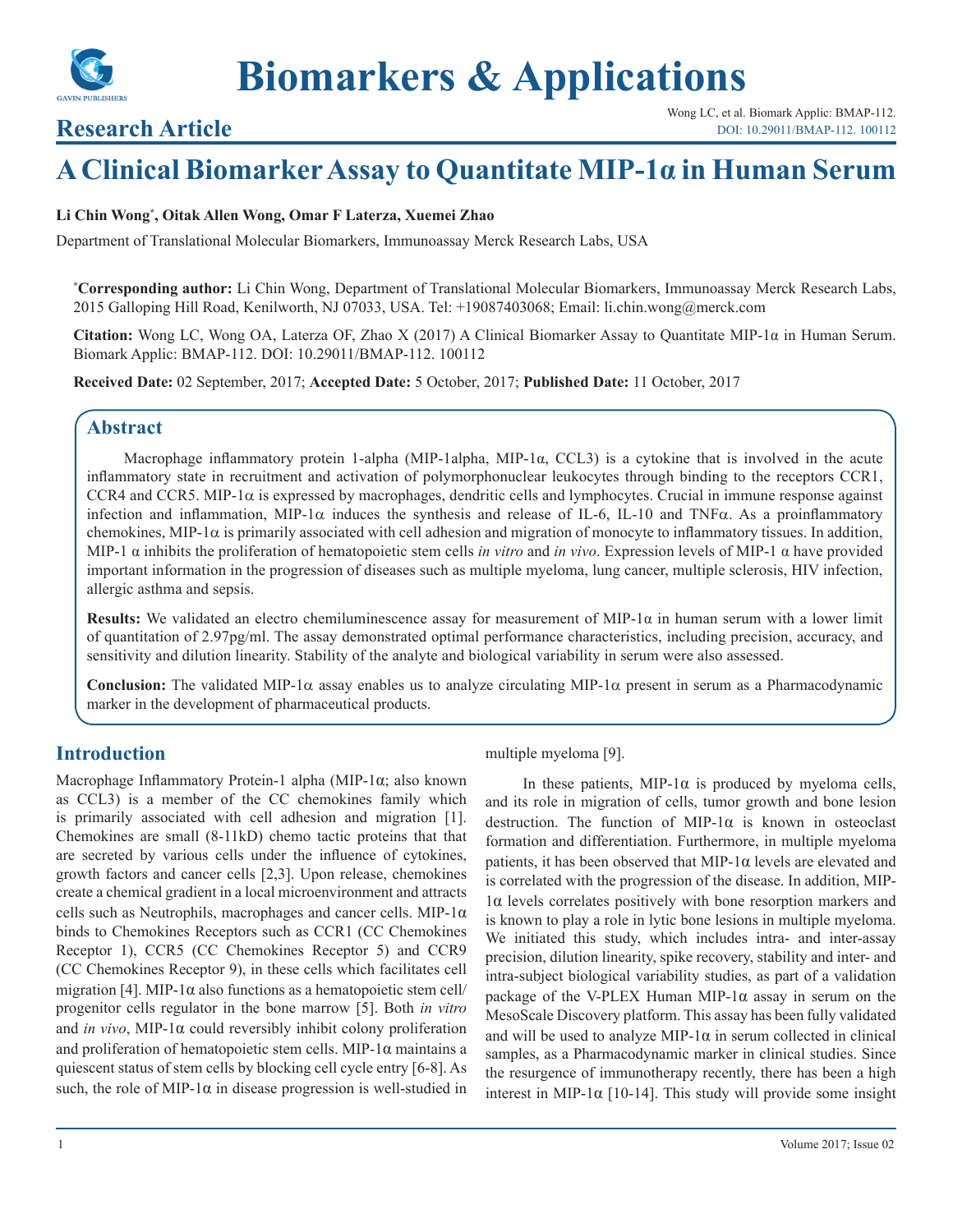# Biomarkers & Applications

**Research Article**

Wong LC, et al. Biomark Applic: BMAP-112.
DOI: 10.29011/BMAP-112. 100112

# A Clinical Biomarker Assay to Quantitate MIP-1α in Human Serum

**Li Chin Wong*, Oitak Allen Wong, Omar F Laterza, Xuemei Zhao**

Department of Translational Molecular Biomarkers, Immunoassay Merck Research Labs, USA

***Corresponding author:** Li Chin Wong, Department of Translational Molecular Biomarkers, Immunoassay Merck Research Labs, 2015 Galloping Hill Road, Kenilworth, NJ 07033, USA. Tel: +19087403068; Email: li.chin.wong@merck.com

**Citation:** Wong LC, Wong OA, Laterza OF, Zhao X (2017) A Clinical Biomarker Assay to Quantitate MIP-1α in Human Serum. Biomark Applic: BMAP-112. DOI: 10.29011/BMAP-112. 100112

**Received Date:** 02 September, 2017; **Accepted Date:** 5 October, 2017; **Published Date:** 11 October, 2017

## Abstract

Macrophage inflammatory protein 1-alpha (MIP-1alpha, MIP-1α, CCL3) is a cytokine that is involved in the acute inflammatory state in recruitment and activation of polymorphonuclear leukocytes through binding to the receptors CCR1, CCR4 and CCR5. MIP-1α is expressed by macrophages, dendritic cells and lymphocytes. Crucial in immune response against infection and inflammation, MIP-1α induces the synthesis and release of IL-6, IL-10 and TNFα. As a proinflammatory chemokines, MIP-1α is primarily associated with cell adhesion and migration of monocyte to inflammatory tissues. In addition, MIP-1 α inhibits the proliferation of hematopoietic stem cells *in vitro* and *in vivo*. Expression levels of MIP-1 α have provided important information in the progression of diseases such as multiple myeloma, lung cancer, multiple sclerosis, HIV infection, allergic asthma and sepsis.

**Results:** We validated an electro chemiluminescence assay for measurement of MIP-1α in human serum with a lower limit of quantitation of 2.97pg/ml. The assay demonstrated optimal performance characteristics, including precision, accuracy, and sensitivity and dilution linearity. Stability of the analyte and biological variability in serum were also assessed.

**Conclusion:** The validated MIP-1α assay enables us to analyze circulating MIP-1α present in serum as a Pharmacodynamic marker in the development of pharmaceutical products.

## Introduction

Macrophage Inflammatory Protein-1 alpha (MIP-1α; also known as CCL3) is a member of the CC chemokines family which is primarily associated with cell adhesion and migration [1]. Chemokines are small (8-11kD) chemo tactic proteins that that are secreted by various cells under the influence of cytokines, growth factors and cancer cells [2,3]. Upon release, chemokines create a chemical gradient in a local microenvironment and attracts cells such as Neutrophils, macrophages and cancer cells. MIP-1α binds to Chemokines Receptors such as CCR1 (CC Chemokines Receptor 1), CCR5 (CC Chemokines Receptor 5) and CCR9 (CC Chemokines Receptor 9), in these cells which facilitates cell migration [4]. MIP-1α also functions as a hematopoietic stem cell/ progenitor cells regulator in the bone marrow [5]. Both *in vitro* and *in vivo*, MIP-1α could reversibly inhibit colony proliferation and proliferation of hematopoietic stem cells. MIP-1α maintains a quiescent status of stem cells by blocking cell cycle entry [6-8]. As such, the role of MIP-1α in disease progression is well-studied in multiple myeloma [9].

In these patients, MIP-1α is produced by myeloma cells, and its role in migration of cells, tumor growth and bone lesion destruction. The function of MIP-1α is known in osteoclast formation and differentiation. Furthermore, in multiple myeloma patients, it has been observed that MIP-1α levels are elevated and is correlated with the progression of the disease. In addition, MIP-1α levels correlates positively with bone resorption markers and is known to play a role in lytic bone lesions in multiple myeloma. We initiated this study, which includes intra- and inter-assay precision, dilution linearity, spike recovery, stability and inter- and intra-subject biological variability studies, as part of a validation package of the V-PLEX Human MIP-1α assay in serum on the MesoScale Discovery platform. This assay has been fully validated and will be used to analyze MIP-1α in serum collected in clinical samples, as a Pharmacodynamic marker in clinical studies. Since the resurgence of immunotherapy recently, there has been a high interest in MIP-1α [10-14]. This study will provide some insight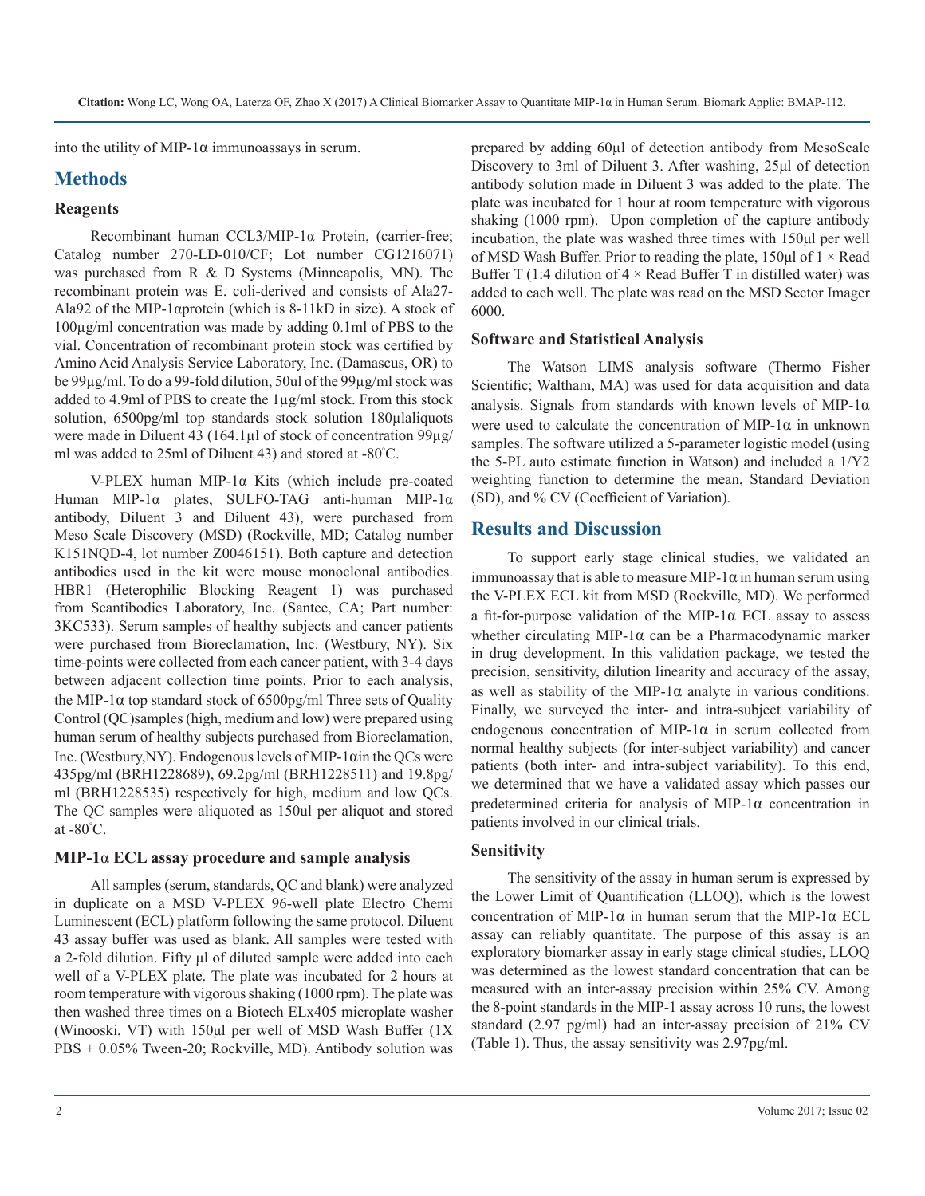into the utility of MIP-1α immunoassays in serum.

## Methods

### Reagents

Recombinant human CCL3/MIP-1α Protein, (carrier-free; Catalog number 270-LD-010/CF; Lot number CG1216071) was purchased from R & D Systems (Minneapolis, MN). The recombinant protein was E. coli-derived and consists of Ala27-Ala92 of the MIP-1αprotein (which is 8-11kD in size). A stock of 100μg/ml concentration was made by adding 0.1ml of PBS to the vial. Concentration of recombinant protein stock was certified by Amino Acid Analysis Service Laboratory, Inc. (Damascus, OR) to be 99μg/ml. To do a 99-fold dilution, 50ul of the 99μg/ml stock was added to 4.9ml of PBS to create the 1μg/ml stock. From this stock solution, 6500pg/ml top standards stock solution 180μlaliquots were made in Diluent 43 (164.1μl of stock of concentration 99μg/ml was added to 25ml of Diluent 43) and stored at -80°C.

V-PLEX human MIP-1α Kits (which include pre-coated Human MIP-1α plates, SULFO-TAG anti-human MIP-1α antibody, Diluent 3 and Diluent 43), were purchased from Meso Scale Discovery (MSD) (Rockville, MD; Catalog number K151NQD-4, lot number Z0046151). Both capture and detection antibodies used in the kit were mouse monoclonal antibodies. HBR1 (Heterophilic Blocking Reagent 1) was purchased from Scantibodies Laboratory, Inc. (Santee, CA; Part number: 3KC533). Serum samples of healthy subjects and cancer patients were purchased from Bioreclamation, Inc. (Westbury, NY). Six time-points were collected from each cancer patient, with 3-4 days between adjacent collection time points. Prior to each analysis, the MIP-1α top standard stock of 6500pg/ml Three sets of Quality Control (QC)samples (high, medium and low) were prepared using human serum of healthy subjects purchased from Bioreclamation, Inc. (Westbury,NY). Endogenous levels of MIP-1αin the QCs were 435pg/ml (BRH1228689), 69.2pg/ml (BRH1228511) and 19.8pg/ml (BRH1228535) respectively for high, medium and low QCs. The QC samples were aliquoted as 150ul per aliquot and stored at -80°C.

### MIP-1α ECL assay procedure and sample analysis

All samples (serum, standards, QC and blank) were analyzed in duplicate on a MSD V-PLEX 96-well plate Electro Chemi Luminescent (ECL) platform following the same protocol. Diluent 43 assay buffer was used as blank. All samples were tested with a 2-fold dilution. Fifty μl of diluted sample were added into each well of a V-PLEX plate. The plate was incubated for 2 hours at room temperature with vigorous shaking (1000 rpm). The plate was then washed three times on a Biotech ELx405 microplate washer (Winooski, VT) with 150μl per well of MSD Wash Buffer (1X PBS + 0.05% Tween-20; Rockville, MD). Antibody solution was prepared by adding 60μl of detection antibody from MesoScale Discovery to 3ml of Diluent 3. After washing, 25μl of detection antibody solution made in Diluent 3 was added to the plate. The plate was incubated for 1 hour at room temperature with vigorous shaking (1000 rpm). Upon completion of the capture antibody incubation, the plate was washed three times with 150μl per well of MSD Wash Buffer. Prior to reading the plate, 150μl of 1 × Read Buffer T (1:4 dilution of 4 × Read Buffer T in distilled water) was added to each well. The plate was read on the MSD Sector Imager 6000.

### Software and Statistical Analysis

The Watson LIMS analysis software (Thermo Fisher Scientific; Waltham, MA) was used for data acquisition and data analysis. Signals from standards with known levels of MIP-1α were used to calculate the concentration of MIP-1α in unknown samples. The software utilized a 5-parameter logistic model (using the 5-PL auto estimate function in Watson) and included a 1/Y2 weighting function to determine the mean, Standard Deviation (SD), and % CV (Coefficient of Variation).

## Results and Discussion

To support early stage clinical studies, we validated an immunoassay that is able to measure MIP-1α in human serum using the V-PLEX ECL kit from MSD (Rockville, MD). We performed a fit-for-purpose validation of the MIP-1α ECL assay to assess whether circulating MIP-1α can be a Pharmacodynamic marker in drug development. In this validation package, we tested the precision, sensitivity, dilution linearity and accuracy of the assay, as well as stability of the MIP-1α analyte in various conditions. Finally, we surveyed the inter- and intra-subject variability of endogenous concentration of MIP-1α in serum collected from normal healthy subjects (for inter-subject variability) and cancer patients (both inter- and intra-subject variability). To this end, we determined that we have a validated assay which passes our predetermined criteria for analysis of MIP-1α concentration in patients involved in our clinical trials.

### Sensitivity

The sensitivity of the assay in human serum is expressed by the Lower Limit of Quantification (LLOQ), which is the lowest concentration of MIP-1α in human serum that the MIP-1α ECL assay can reliably quantitate. The purpose of this assay is an exploratory biomarker assay in early stage clinical studies, LLOQ was determined as the lowest standard concentration that can be measured with an inter-assay precision within 25% CV. Among the 8-point standards in the MIP-1 assay across 10 runs, the lowest standard (2.97 pg/ml) had an inter-assay precision of 21% CV (Table 1). Thus, the assay sensitivity was 2.97pg/ml.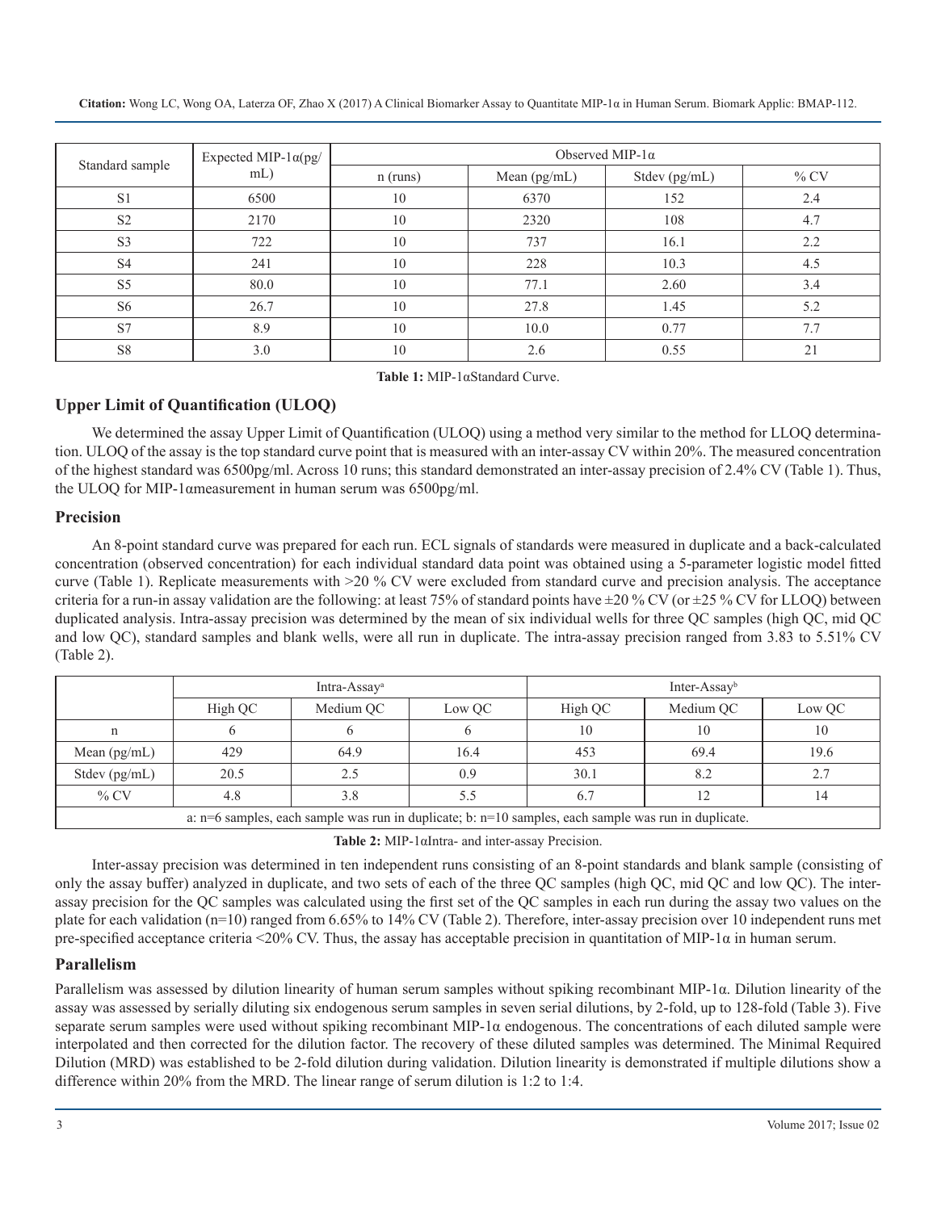| Standard sample | Expected MIP-1α(pg/mL) | Observed MIP-1α | | | |
|---|---|---|---|---|---|
| | | n (runs) | Mean (pg/mL) | Stdev (pg/mL) | % CV |
| S1 | 6500 | 10 | 6370 | 152 | 2.4 |
| S2 | 2170 | 10 | 2320 | 108 | 4.7 |
| S3 | 722 | 10 | 737 | 16.1 | 2.2 |
| S4 | 241 | 10 | 228 | 10.3 | 4.5 |
| S5 | 80.0 | 10 | 77.1 | 2.60 | 3.4 |
| S6 | 26.7 | 10 | 27.8 | 1.45 | 5.2 |
| S7 | 8.9 | 10 | 10.0 | 0.77 | 7.7 |
| S8 | 3.0 | 10 | 2.6 | 0.55 | 21 |

**Table 1:** MIP-1αStandard Curve.

## Upper Limit of Quantification (ULOQ)

We determined the assay Upper Limit of Quantification (ULOQ) using a method very similar to the method for LLOQ determination. ULOQ of the assay is the top standard curve point that is measured with an inter-assay CV within 20%. The measured concentration of the highest standard was 6500pg/ml. Across 10 runs; this standard demonstrated an inter-assay precision of 2.4% CV (Table 1). Thus, the ULOQ for MIP-1αmeasurement in human serum was 6500pg/ml.

## Precision

An 8-point standard curve was prepared for each run. ECL signals of standards were measured in duplicate and a back-calculated concentration (observed concentration) for each individual standard data point was obtained using a 5-parameter logistic model fitted curve (Table 1). Replicate measurements with >20 % CV were excluded from standard curve and precision analysis. The acceptance criteria for a run-in assay validation are the following: at least 75% of standard points have ±20 % CV (or ±25 % CV for LLOQ) between duplicated analysis. Intra-assay precision was determined by the mean of six individual wells for three QC samples (high QC, mid QC and low QC), standard samples and blank wells, were all run in duplicate. The intra-assay precision ranged from 3.83 to 5.51% CV (Table 2).

| | Intra-Assay[a] | | | Inter-Assay[b] | | |
|---|---|---|---|---|---|---|
| | High QC | Medium QC | Low QC | High QC | Medium QC | Low QC |
| n | 6 | 6 | 6 | 10 | 10 | 10 |
| Mean (pg/mL) | 429 | 64.9 | 16.4 | 453 | 69.4 | 19.6 |
| Stdev (pg/mL) | 20.5 | 2.5 | 0.9 | 30.1 | 8.2 | 2.7 |
| % CV | 4.8 | 3.8 | 5.5 | 6.7 | 12 | 14 |

a: n=6 samples, each sample was run in duplicate; b: n=10 samples, each sample was run in duplicate.

**Table 2:** MIP-1αIntra- and inter-assay Precision.

Inter-assay precision was determined in ten independent runs consisting of an 8-point standards and blank sample (consisting of only the assay buffer) analyzed in duplicate, and two sets of each of the three QC samples (high QC, mid QC and low QC). The inter-assay precision for the QC samples was calculated using the first set of the QC samples in each run during the assay two values on the plate for each validation (n=10) ranged from 6.65% to 14% CV (Table 2). Therefore, inter-assay precision over 10 independent runs met pre-specified acceptance criteria <20% CV. Thus, the assay has acceptable precision in quantitation of MIP-1α in human serum.

## Parallelism

Parallelism was assessed by dilution linearity of human serum samples without spiking recombinant MIP-1α. Dilution linearity of the assay was assessed by serially diluting six endogenous serum samples in seven serial dilutions, by 2-fold, up to 128-fold (Table 3). Five separate serum samples were used without spiking recombinant MIP-1α endogenous. The concentrations of each diluted sample were interpolated and then corrected for the dilution factor. The recovery of these diluted samples was determined. The Minimal Required Dilution (MRD) was established to be 2-fold dilution during validation. Dilution linearity is demonstrated if multiple dilutions show a difference within 20% from the MRD. The linear range of serum dilution is 1:2 to 1:4.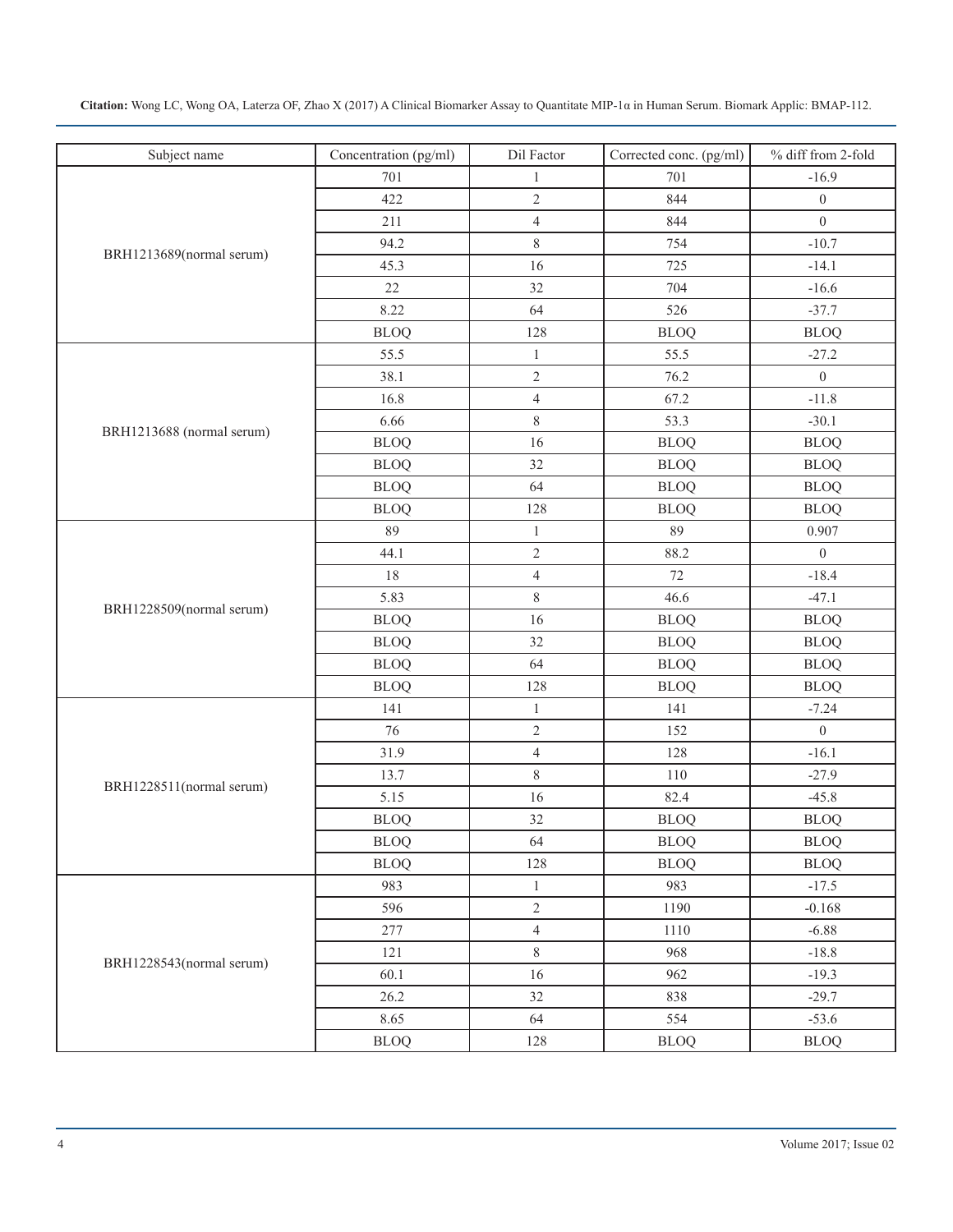| Subject name | Concentration (pg/ml) | Dil Factor | Corrected conc. (pg/ml) | % diff from 2-fold |
|---|---|---|---|---|
| BRH1213689(normal serum) | 701 | 1 | 701 | -16.9 |
| | 422 | 2 | 844 | 0 |
| | 211 | 4 | 844 | 0 |
| | 94.2 | 8 | 754 | -10.7 |
| | 45.3 | 16 | 725 | -14.1 |
| | 22 | 32 | 704 | -16.6 |
| | 8.22 | 64 | 526 | -37.7 |
| | BLOQ | 128 | BLOQ | BLOQ |
| BRH1213688 (normal serum) | 55.5 | 1 | 55.5 | -27.2 |
| | 38.1 | 2 | 76.2 | 0 |
| | 16.8 | 4 | 67.2 | -11.8 |
| | 6.66 | 8 | 53.3 | -30.1 |
| | BLOQ | 16 | BLOQ | BLOQ |
| | BLOQ | 32 | BLOQ | BLOQ |
| | BLOQ | 64 | BLOQ | BLOQ |
| | BLOQ | 128 | BLOQ | BLOQ |
| BRH1228509(normal serum) | 89 | 1 | 89 | 0.907 |
| | 44.1 | 2 | 88.2 | 0 |
| | 18 | 4 | 72 | -18.4 |
| | 5.83 | 8 | 46.6 | -47.1 |
| | BLOQ | 16 | BLOQ | BLOQ |
| | BLOQ | 32 | BLOQ | BLOQ |
| | BLOQ | 64 | BLOQ | BLOQ |
| | BLOQ | 128 | BLOQ | BLOQ |
| BRH1228511(normal serum) | 141 | 1 | 141 | -7.24 |
| | 76 | 2 | 152 | 0 |
| | 31.9 | 4 | 128 | -16.1 |
| | 13.7 | 8 | 110 | -27.9 |
| | 5.15 | 16 | 82.4 | -45.8 |
| | BLOQ | 32 | BLOQ | BLOQ |
| | BLOQ | 64 | BLOQ | BLOQ |
| | BLOQ | 128 | BLOQ | BLOQ |
| BRH1228543(normal serum) | 983 | 1 | 983 | -17.5 |
| | 596 | 2 | 1190 | -0.168 |
| | 277 | 4 | 1110 | -6.88 |
| | 121 | 8 | 968 | -18.8 |
| | 60.1 | 16 | 962 | -19.3 |
| | 26.2 | 32 | 838 | -29.7 |
| | 8.65 | 64 | 554 | -53.6 |
| | BLOQ | 128 | BLOQ | BLOQ |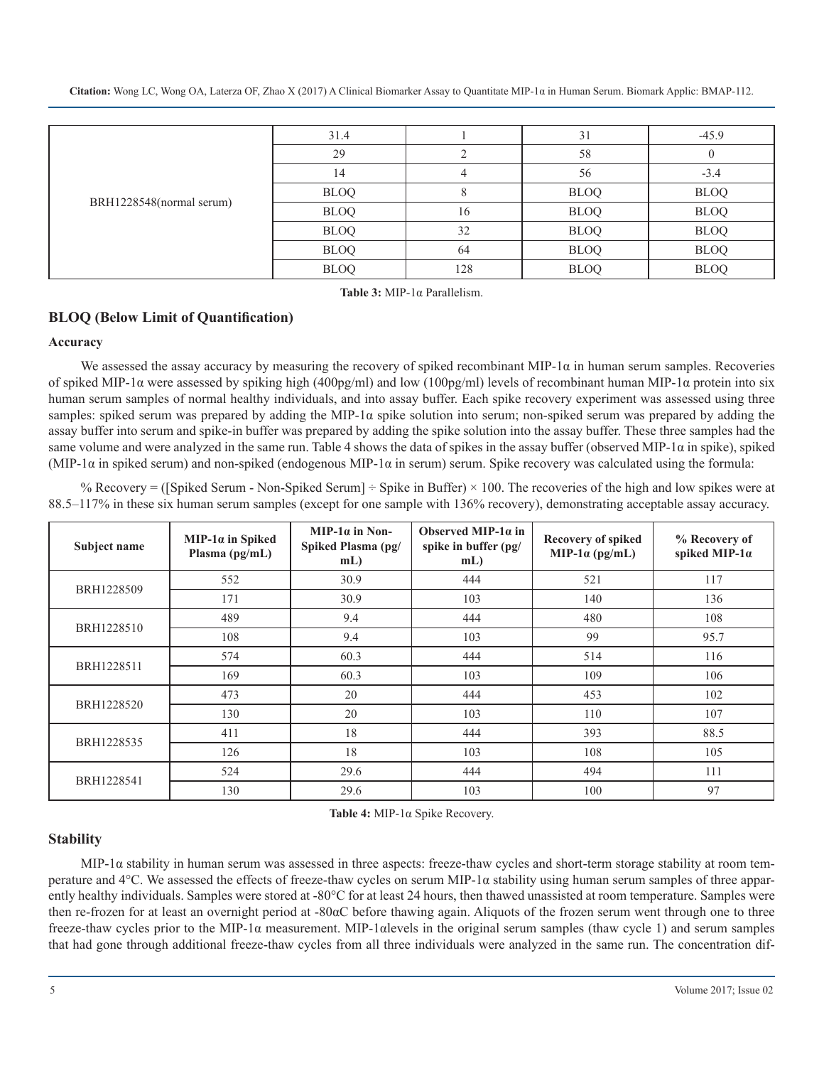| | | | | |
|---|---|---|---|---|
| BRH1228548(normal serum) | 31.4 | 1 | 31 | -45.9 |
| | 29 | 2 | 58 | 0 |
| | 14 | 4 | 56 | -3.4 |
| | BLOQ | 8 | BLOQ | BLOQ |
| | BLOQ | 16 | BLOQ | BLOQ |
| | BLOQ | 32 | BLOQ | BLOQ |
| | BLOQ | 64 | BLOQ | BLOQ |
| | BLOQ | 128 | BLOQ | BLOQ |

**Table 3:** MIP-1α Parallelism.

## BLOQ (Below Limit of Quantification)

### Accuracy

We assessed the assay accuracy by measuring the recovery of spiked recombinant MIP-1α in human serum samples. Recoveries of spiked MIP-1α were assessed by spiking high (400pg/ml) and low (100pg/ml) levels of recombinant human MIP-1α protein into six human serum samples of normal healthy individuals, and into assay buffer. Each spike recovery experiment was assessed using three samples: spiked serum was prepared by adding the MIP-1α spike solution into serum; non-spiked serum was prepared by adding the assay buffer into serum and spike-in buffer was prepared by adding the spike solution into the assay buffer. These three samples had the same volume and were analyzed in the same run. Table 4 shows the data of spikes in the assay buffer (observed MIP-1α in spike), spiked (MIP-1α in spiked serum) and non-spiked (endogenous MIP-1α in serum) serum. Spike recovery was calculated using the formula:

% Recovery = ([Spiked Serum - Non-Spiked Serum] ÷ Spike in Buffer) × 100. The recoveries of the high and low spikes were at 88.5–117% in these six human serum samples (except for one sample with 136% recovery), demonstrating acceptable assay accuracy.

| Subject name | MIP-1α in Spiked Plasma (pg/mL) | MIP-1α in Non-Spiked Plasma (pg/mL) | Observed MIP-1α in spike in buffer (pg/mL) | Recovery of spiked MIP-1α (pg/mL) | % Recovery of spiked MIP-1α |
|---|---|---|---|---|---|
| BRH1228509 | 552 | 30.9 | 444 | 521 | 117 |
| | 171 | 30.9 | 103 | 140 | 136 |
| BRH1228510 | 489 | 9.4 | 444 | 480 | 108 |
| | 108 | 9.4 | 103 | 99 | 95.7 |
| BRH1228511 | 574 | 60.3 | 444 | 514 | 116 |
| | 169 | 60.3 | 103 | 109 | 106 |
| BRH1228520 | 473 | 20 | 444 | 453 | 102 |
| | 130 | 20 | 103 | 110 | 107 |
| BRH1228535 | 411 | 18 | 444 | 393 | 88.5 |
| | 126 | 18 | 103 | 108 | 105 |
| BRH1228541 | 524 | 29.6 | 444 | 494 | 111 |
| | 130 | 29.6 | 103 | 100 | 97 |

**Table 4:** MIP-1α Spike Recovery.

### Stability

MIP-1α stability in human serum was assessed in three aspects: freeze-thaw cycles and short-term storage stability at room temperature and 4°C. We assessed the effects of freeze-thaw cycles on serum MIP-1α stability using human serum samples of three apparently healthy individuals. Samples were stored at -80°C for at least 24 hours, then thawed unassisted at room temperature. Samples were then re-frozen for at least an overnight period at -80αC before thawing again. Aliquots of the frozen serum went through one to three freeze-thaw cycles prior to the MIP-1α measurement. MIP-1αlevels in the original serum samples (thaw cycle 1) and serum samples that had gone through additional freeze-thaw cycles from all three individuals were analyzed in the same run. The concentration dif-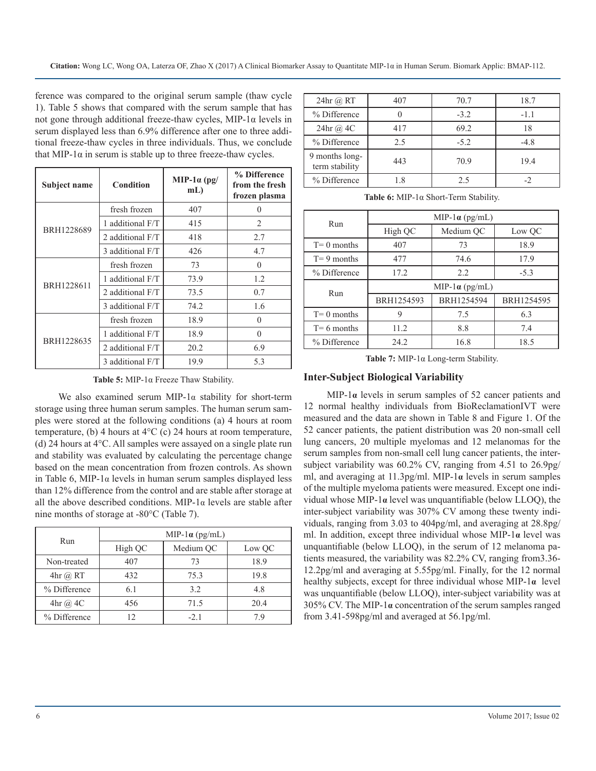ference was compared to the original serum sample (thaw cycle 1). Table 5 shows that compared with the serum sample that has not gone through additional freeze-thaw cycles, MIP-1α levels in serum displayed less than 6.9% difference after one to three additional freeze-thaw cycles in three individuals. Thus, we conclude that MIP-1α in serum is stable up to three freeze-thaw cycles.

| Subject name | Condition | MIP-1α (pg/mL) | % Difference from the fresh frozen plasma |
|---|---|---|---|
| BRH1228689 | fresh frozen | 407 | 0 |
| | 1 additional F/T | 415 | 2 |
| | 2 additional F/T | 418 | 2.7 |
| | 3 additional F/T | 426 | 4.7 |
| BRH1228611 | fresh frozen | 73 | 0 |
| | 1 additional F/T | 73.9 | 1.2 |
| | 2 additional F/T | 73.5 | 0.7 |
| | 3 additional F/T | 74.2 | 1.6 |
| BRH1228635 | fresh frozen | 18.9 | 0 |
| | 1 additional F/T | 18.9 | 0 |
| | 2 additional F/T | 20.2 | 6.9 |
| | 3 additional F/T | 19.9 | 5.3 |

**Table 5:** MIP-1α Freeze Thaw Stability.

We also examined serum MIP-1α stability for short-term storage using three human serum samples. The human serum samples were stored at the following conditions (a) 4 hours at room temperature, (b) 4 hours at 4°C (c) 24 hours at room temperature, (d) 24 hours at 4°C. All samples were assayed on a single plate run and stability was evaluated by calculating the percentage change based on the mean concentration from frozen controls. As shown in Table 6, MIP-1α levels in human serum samples displayed less than 12% difference from the control and are stable after storage at all the above described conditions. MIP-1α levels are stable after nine months of storage at -80°C (Table 7).

| Run | MIP-1**α** (pg/mL) | | |
|---|---|---|---|
| | High QC | Medium QC | Low QC |
| Non-treated | 407 | 73 | 18.9 |
| 4hr @ RT | 432 | 75.3 | 19.8 |
| % Difference | 6.1 | 3.2 | 4.8 |
| 4hr @ 4C | 456 | 71.5 | 20.4 |
| % Difference | 12 | -2.1 | 7.9 |
| 24hr @ RT | 407 | 70.7 | 18.7 |
| % Difference | 0 | -3.2 | -1.1 |
| 24hr @ 4C | 417 | 69.2 | 18 |
| % Difference | 2.5 | -5.2 | -4.8 |
| 9 months long-term stability | 443 | 70.9 | 19.4 |
| % Difference | 1.8 | 2.5 | -2 |

**Table 6:** MIP-1α Short-Term Stability.

| Run | MIP-1**α** (pg/mL) | | |
|---|---|---|---|
| | High QC | Medium QC | Low QC |
| T= 0 months | 407 | 73 | 18.9 |
| T= 9 months | 477 | 74.6 | 17.9 |
| % Difference | 17.2 | 2.2 | -5.3 |
| Run | MIP-1**α** (pg/mL) | | |
| | BRH1254593 | BRH1254594 | BRH1254595 |
| T= 0 months | 9 | 7.5 | 6.3 |
| T= 6 months | 11.2 | 8.8 | 7.4 |
| % Difference | 24.2 | 16.8 | 18.5 |

**Table 7:** MIP-1α Long-term Stability.

### Inter-Subject Biological Variability

MIP-1**α** levels in serum samples of 52 cancer patients and 12 normal healthy individuals from BioReclamationIVT were measured and the data are shown in Table 8 and Figure 1. Of the 52 cancer patients, the patient distribution was 20 non-small cell lung cancers, 20 multiple myelomas and 12 melanomas for the serum samples from non-small cell lung cancer patients, the inter-subject variability was 60.2% CV, ranging from 4.51 to 26.9pg/ml, and averaging at 11.3pg/ml. MIP-1**α** levels in serum samples of the multiple myeloma patients were measured. Except one individual whose MIP-1**α** level was unquantifiable (below LLOQ), the inter-subject variability was 307% CV among these twenty individuals, ranging from 3.03 to 404pg/ml, and averaging at 28.8pg/ml. In addition, except three individual whose MIP-1**α** level was unquantifiable (below LLOQ), in the serum of 12 melanoma patients measured, the variability was 82.2% CV, ranging from3.36-12.2pg/ml and averaging at 5.55pg/ml. Finally, for the 12 normal healthy subjects, except for three individual whose MIP-1**α** level was unquantifiable (below LLOQ), inter-subject variability was at 305% CV. The MIP-1**α** concentration of the serum samples ranged from 3.41-598pg/ml and averaged at 56.1pg/ml.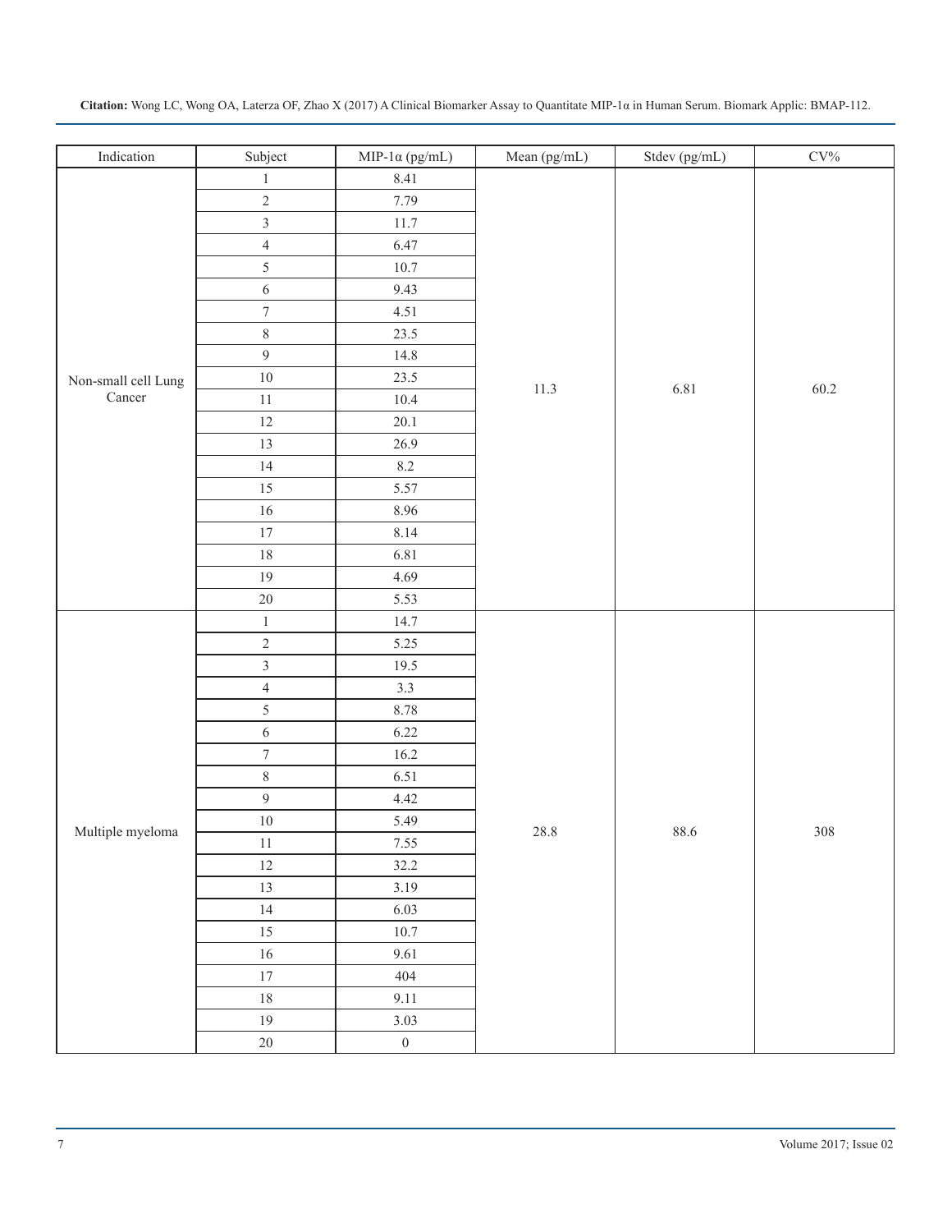| Indication | Subject | MIP-1α (pg/mL) | Mean (pg/mL) | Stdev (pg/mL) | CV% |
|---|---|---|---|---|---|
| Non-small cell Lung Cancer | 1 | 8.41 | 11.3 | 6.81 | 60.2 |
| | 2 | 7.79 | | | |
| | 3 | 11.7 | | | |
| | 4 | 6.47 | | | |
| | 5 | 10.7 | | | |
| | 6 | 9.43 | | | |
| | 7 | 4.51 | | | |
| | 8 | 23.5 | | | |
| | 9 | 14.8 | | | |
| | 10 | 23.5 | | | |
| | 11 | 10.4 | | | |
| | 12 | 20.1 | | | |
| | 13 | 26.9 | | | |
| | 14 | 8.2 | | | |
| | 15 | 5.57 | | | |
| | 16 | 8.96 | | | |
| | 17 | 8.14 | | | |
| | 18 | 6.81 | | | |
| | 19 | 4.69 | | | |
| | 20 | 5.53 | | | |
| Multiple myeloma | 1 | 14.7 | 28.8 | 88.6 | 308 |
| | 2 | 5.25 | | | |
| | 3 | 19.5 | | | |
| | 4 | 3.3 | | | |
| | 5 | 8.78 | | | |
| | 6 | 6.22 | | | |
| | 7 | 16.2 | | | |
| | 8 | 6.51 | | | |
| | 9 | 4.42 | | | |
| | 10 | 5.49 | | | |
| | 11 | 7.55 | | | |
| | 12 | 32.2 | | | |
| | 13 | 3.19 | | | |
| | 14 | 6.03 | | | |
| | 15 | 10.7 | | | |
| | 16 | 9.61 | | | |
| | 17 | 404 | | | |
| | 18 | 9.11 | | | |
| | 19 | 3.03 | | | |
| | 20 | 0 | | | |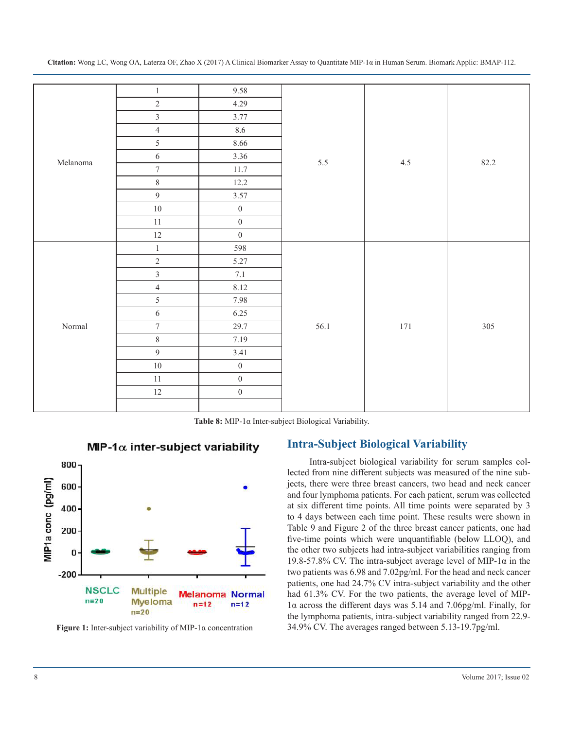| | | | | | |
|---|---|---|---|---|---|
| Melanoma | 1 | 9.58 | 5.5 | 4.5 | 82.2 |
| | 2 | 4.29 | | | |
| | 3 | 3.77 | | | |
| | 4 | 8.6 | | | |
| | 5 | 8.66 | | | |
| | 6 | 3.36 | | | |
| | 7 | 11.7 | | | |
| | 8 | 12.2 | | | |
| | 9 | 3.57 | | | |
| | 10 | 0 | | | |
| | 11 | 0 | | | |
| | 12 | 0 | | | |
| Normal | 1 | 598 | 56.1 | 171 | 305 |
| | 2 | 5.27 | | | |
| | 3 | 7.1 | | | |
| | 4 | 8.12 | | | |
| | 5 | 7.98 | | | |
| | 6 | 6.25 | | | |
| | 7 | 29.7 | | | |
| | 8 | 7.19 | | | |
| | 9 | 3.41 | | | |
| | 10 | 0 | | | |
| | 11 | 0 | | | |
| | 12 | 0 | | | |
| | | | | | |

**Table 8:** MIP-1α Inter-subject Biological Variability.

**Figure 1:** Inter-subject variability of MIP-1α concentration

## Intra-Subject Biological Variability

Intra-subject biological variability for serum samples collected from nine different subjects was measured of the nine subjects, there were three breast cancers, two head and neck cancer and four lymphoma patients. For each patient, serum was collected at six different time points. All time points were separated by 3 to 4 days between each time point. These results were shown in Table 9 and Figure 2 of the three breast cancer patients, one had five-time points which were unquantifiable (below LLOQ), and the other two subjects had intra-subject variabilities ranging from 19.8-57.8% CV. The intra-subject average level of MIP-1α in the two patients was 6.98 and 7.02pg/ml. For the head and neck cancer patients, one had 24.7% CV intra-subject variability and the other had 61.3% CV. For the two patients, the average level of MIP-1α across the different days was 5.14 and 7.06pg/ml. Finally, for the lymphoma patients, intra-subject variability ranged from 22.9-34.9% CV. The averages ranged between 5.13-19.7pg/ml.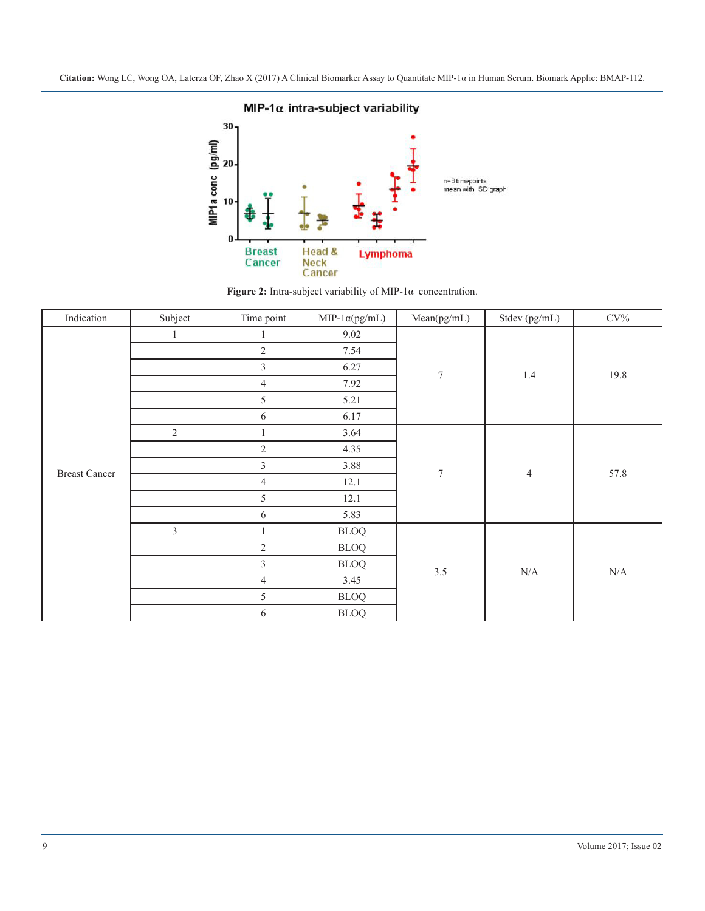Figure 2: Intra-subject variability of MIP-1α concentration.

| Indication | Subject | Time point | MIP-1α(pg/mL) | Mean(pg/mL) | Stdev (pg/mL) | CV% |
|---|---|---|---|---|---|---|
| Breast Cancer | 1 | 1 | 9.02 | 7 | 1.4 | 19.8 |
| | | 2 | 7.54 | | | |
| | | 3 | 6.27 | | | |
| | | 4 | 7.92 | | | |
| | | 5 | 5.21 | | | |
| | | 6 | 6.17 | | | |
| | 2 | 1 | 3.64 | 7 | 4 | 57.8 |
| | | 2 | 4.35 | | | |
| | | 3 | 3.88 | | | |
| | | 4 | 12.1 | | | |
| | | 5 | 12.1 | | | |
| | | 6 | 5.83 | | | |
| | 3 | 1 | BLOQ | 3.5 | N/A | N/A |
| | | 2 | BLOQ | | | |
| | | 3 | BLOQ | | | |
| | | 4 | 3.45 | | | |
| | | 5 | BLOQ | | | |
| | | 6 | BLOQ | | | |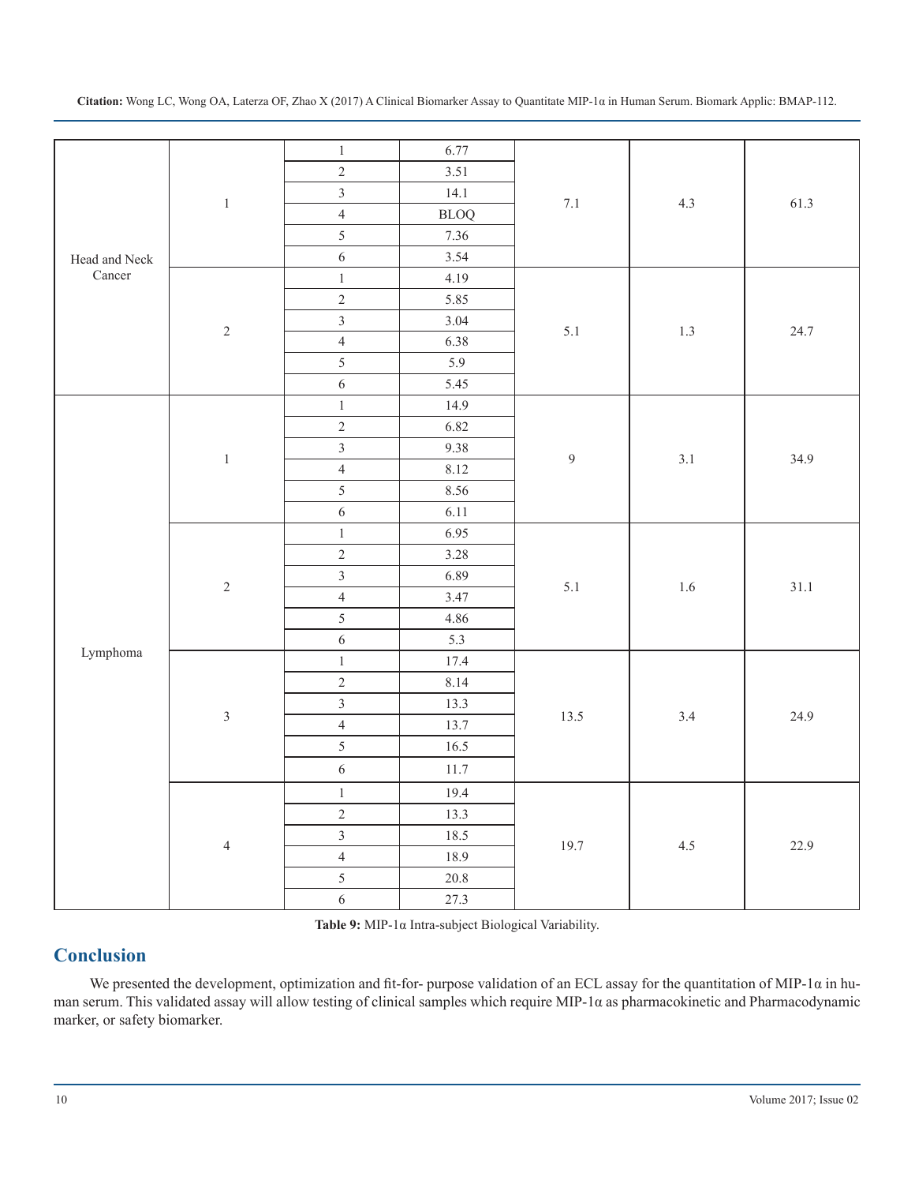| | | | | | | |
|---|---|---|---|---|---|---|
| Head and Neck Cancer | 1 | 1 | 6.77 | 7.1 | 4.3 | 61.3 |
| | | 2 | 3.51 | | | |
| | | 3 | 14.1 | | | |
| | | 4 | BLOQ | | | |
| | | 5 | 7.36 | | | |
| | | 6 | 3.54 | | | |
| | 2 | 1 | 4.19 | 5.1 | 1.3 | 24.7 |
| | | 2 | 5.85 | | | |
| | | 3 | 3.04 | | | |
| | | 4 | 6.38 | | | |
| | | 5 | 5.9 | | | |
| | | 6 | 5.45 | | | |
| Lymphoma | 1 | 1 | 14.9 | 9 | 3.1 | 34.9 |
| | | 2 | 6.82 | | | |
| | | 3 | 9.38 | | | |
| | | 4 | 8.12 | | | |
| | | 5 | 8.56 | | | |
| | | 6 | 6.11 | | | |
| | 2 | 1 | 6.95 | 5.1 | 1.6 | 31.1 |
| | | 2 | 3.28 | | | |
| | | 3 | 6.89 | | | |
| | | 4 | 3.47 | | | |
| | | 5 | 4.86 | | | |
| | | 6 | 5.3 | | | |
| | 3 | 1 | 17.4 | 13.5 | 3.4 | 24.9 |
| | | 2 | 8.14 | | | |
| | | 3 | 13.3 | | | |
| | | 4 | 13.7 | | | |
| | | 5 | 16.5 | | | |
| | | 6 | 11.7 | | | |
| | 4 | 1 | 19.4 | 19.7 | 4.5 | 22.9 |
| | | 2 | 13.3 | | | |
| | | 3 | 18.5 | | | |
| | | 4 | 18.9 | | | |
| | | 5 | 20.8 | | | |
| | | 6 | 27.3 | | | |

**Table 9:** MIP-1α Intra-subject Biological Variability.

## Conclusion

We presented the development, optimization and fit-for- purpose validation of an ECL assay for the quantitation of MIP-1α in human serum. This validated assay will allow testing of clinical samples which require MIP-1α as pharmacokinetic and Pharmacodynamic marker, or safety biomarker.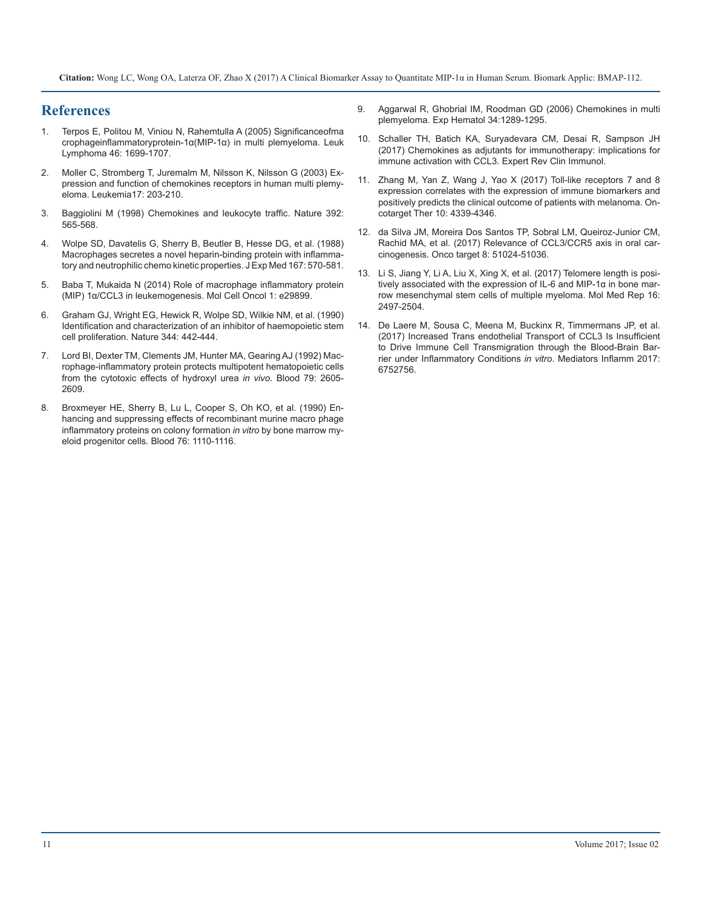## References

1. Terpos E, Politou M, Viniou N, Rahemtulla A (2005) Significanceofma crophageinflammatoryprotein-1α(MIP-1α) in multi plemyeloma. Leuk Lymphoma 46: 1699-1707.

2. Moller C, Stromberg T, Juremalm M, Nilsson K, Nilsson G (2003) Expression and function of chemokines receptors in human multi plemyeloma. Leukemia17: 203-210.

3. Baggiolini M (1998) Chemokines and leukocyte traffic. Nature 392: 565-568.

4. Wolpe SD, Davatelis G, Sherry B, Beutler B, Hesse DG, et al. (1988) Macrophages secretes a novel heparin-binding protein with inflammatory and neutrophilic chemo kinetic properties. J Exp Med 167: 570-581.

5. Baba T, Mukaida N (2014) Role of macrophage inflammatory protein (MIP) 1α/CCL3 in leukemogenesis. Mol Cell Oncol 1: e29899.

6. Graham GJ, Wright EG, Hewick R, Wolpe SD, Wilkie NM, et al. (1990) Identification and characterization of an inhibitor of haemopoietic stem cell proliferation. Nature 344: 442-444.

7. Lord BI, Dexter TM, Clements JM, Hunter MA, Gearing AJ (1992) Macrophage-inflammatory protein protects multipotent hematopoietic cells from the cytotoxic effects of hydroxyl urea *in vivo*. Blood 79: 2605-2609.

8. Broxmeyer HE, Sherry B, Lu L, Cooper S, Oh KO, et al. (1990) Enhancing and suppressing effects of recombinant murine macro phage inflammatory proteins on colony formation *in vitro* by bone marrow myeloid progenitor cells. Blood 76: 1110-1116.

9. Aggarwal R, Ghobrial IM, Roodman GD (2006) Chemokines in multi plemyeloma. Exp Hematol 34:1289-1295.

10. Schaller TH, Batich KA, Suryadevara CM, Desai R, Sampson JH (2017) Chemokines as adjutants for immunotherapy: implications for immune activation with CCL3. Expert Rev Clin Immunol.

11. Zhang M, Yan Z, Wang J, Yao X (2017) Toll-like receptors 7 and 8 expression correlates with the expression of immune biomarkers and positively predicts the clinical outcome of patients with melanoma. Oncotarget Ther 10: 4339-4346.

12. da Silva JM, Moreira Dos Santos TP, Sobral LM, Queiroz-Junior CM, Rachid MA, et al. (2017) Relevance of CCL3/CCR5 axis in oral carcinogenesis. Onco target 8: 51024-51036.

13. Li S, Jiang Y, Li A, Liu X, Xing X, et al. (2017) Telomere length is positively associated with the expression of IL-6 and MIP-1α in bone marrow mesenchymal stem cells of multiple myeloma. Mol Med Rep 16: 2497-2504.

14. De Laere M, Sousa C, Meena M, Buckinx R, Timmermans JP, et al. (2017) Increased Trans endothelial Transport of CCL3 Is Insufficient to Drive Immune Cell Transmigration through the Blood-Brain Barrier under Inflammatory Conditions *in vitro*. Mediators Inflamm 2017: 6752756.